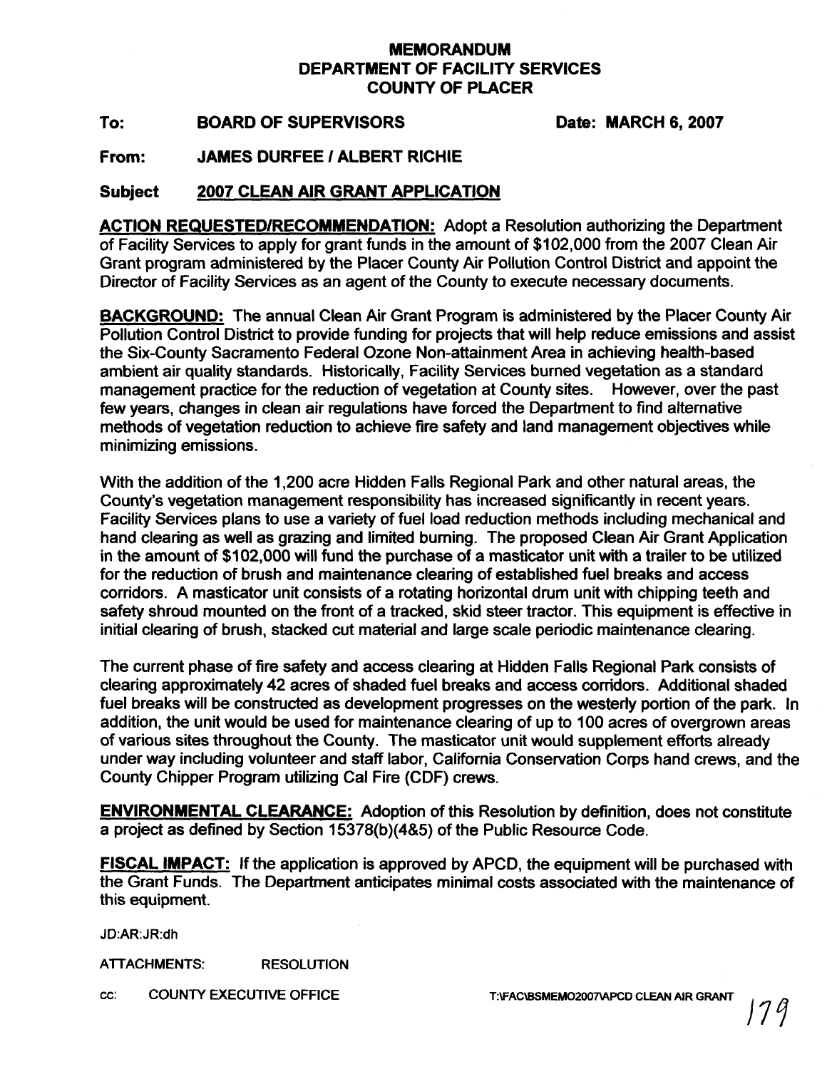# MEMORANDUM
## DEPARTMENT OF FACILITY SERVICES
## COUNTY OF PLACER

**To:** **BOARD OF SUPERVISORS** **Date: MARCH 6, 2007**

**From:** **JAMES DURFEE / ALBERT RICHIE**

**Subject** **2007 CLEAN AIR GRANT APPLICATION**

**ACTION REQUESTED/RECOMMENDATION:** Adopt a Resolution authorizing the Department of Facility Services to apply for grant funds in the amount of $102,000 from the 2007 Clean Air Grant program administered by the Placer County Air Pollution Control District and appoint the Director of Facility Services as an agent of the County to execute necessary documents.

**BACKGROUND:** The annual Clean Air Grant Program is administered by the Placer County Air Pollution Control District to provide funding for projects that will help reduce emissions and assist the Six-County Sacramento Federal Ozone Non-attainment Area in achieving health-based ambient air quality standards. Historically, Facility Services burned vegetation as a standard management practice for the reduction of vegetation at County sites. However, over the past few years, changes in clean air regulations have forced the Department to find alternative methods of vegetation reduction to achieve fire safety and land management objectives while minimizing emissions.

With the addition of the 1,200 acre Hidden Falls Regional Park and other natural areas, the County's vegetation management responsibility has increased significantly in recent years. Facility Services plans to use a variety of fuel load reduction methods including mechanical and hand clearing as well as grazing and limited burning. The proposed Clean Air Grant Application in the amount of $102,000 will fund the purchase of a masticator unit with a trailer to be utilized for the reduction of brush and maintenance clearing of established fuel breaks and access corridors. A masticator unit consists of a rotating horizontal drum unit with chipping teeth and safety shroud mounted on the front of a tracked, skid steer tractor. This equipment is effective in initial clearing of brush, stacked cut material and large scale periodic maintenance clearing.

The current phase of fire safety and access clearing at Hidden Falls Regional Park consists of clearing approximately 42 acres of shaded fuel breaks and access corridors. Additional shaded fuel breaks will be constructed as development progresses on the westerly portion of the park. In addition, the unit would be used for maintenance clearing of up to 100 acres of overgrown areas of various sites throughout the County. The masticator unit would supplement efforts already under way including volunteer and staff labor, California Conservation Corps hand crews, and the County Chipper Program utilizing Cal Fire (CDF) crews.

**ENVIRONMENTAL CLEARANCE:** Adoption of this Resolution by definition, does not constitute a project as defined by Section 15378(b)(4&5) of the Public Resource Code.

**FISCAL IMPACT:** If the application is approved by APCD, the equipment will be purchased with the Grant Funds. The Department anticipates minimal costs associated with the maintenance of this equipment.

JD:AR:JR:dh

ATTACHMENTS: RESOLUTION

cc: COUNTY EXECUTIVE OFFICE T:\FAC\BSMEMO2007\APCD CLEAN AIR GRANT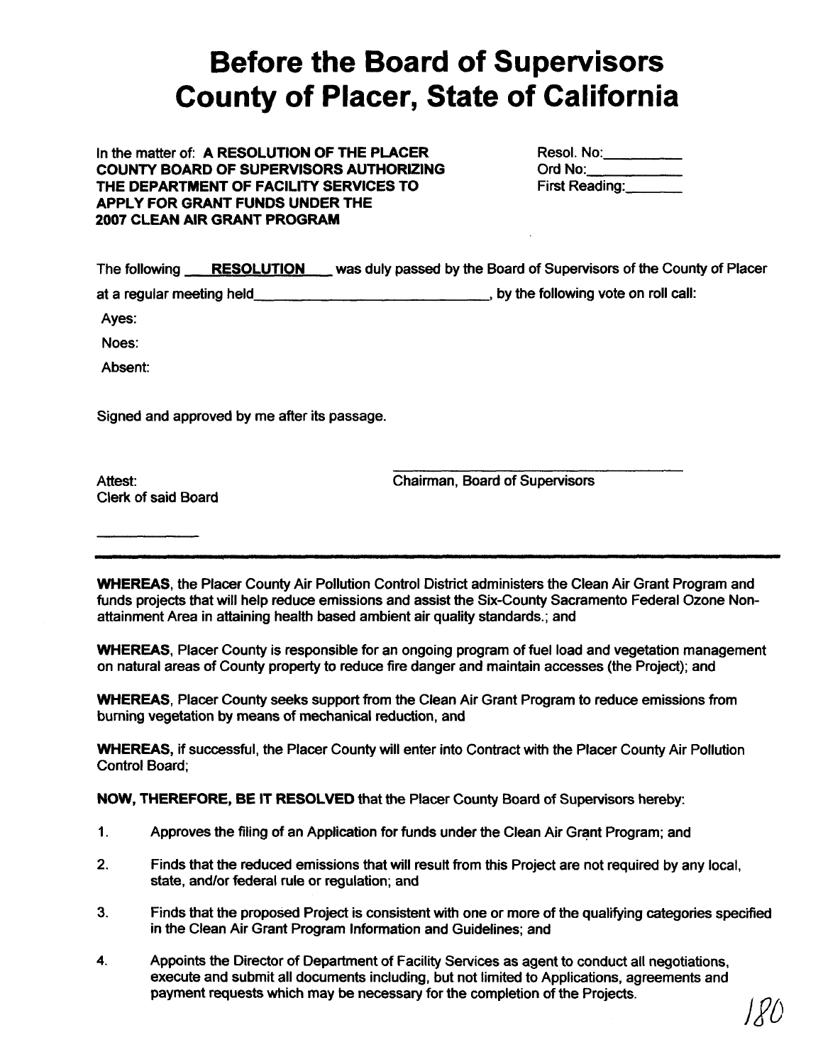# Before the Board of Supervisors County of Placer, State of California

In the matter of: **A RESOLUTION OF THE PLACER COUNTY BOARD OF SUPERVISORS AUTHORIZING THE DEPARTMENT OF FACILITY SERVICES TO APPLY FOR GRANT FUNDS UNDER THE 2007 CLEAN AIR GRANT PROGRAM**

Resol. No:__________

Ord No:__________

First Reading:__________

The following **RESOLUTION** was duly passed by the Board of Supervisors of the County of Placer at a regular meeting held______________________________, by the following vote on roll call:

Ayes:

Noes:

Absent:

Signed and approved by me after its passage.

Attest:
Clerk of said Board

______________________________
Chairman, Board of Supervisors

______________

---

**WHEREAS**, the Placer County Air Pollution Control District administers the Clean Air Grant Program and funds projects that will help reduce emissions and assist the Six-County Sacramento Federal Ozone Non-attainment Area in attaining health based ambient air quality standards.; and

**WHEREAS**, Placer County is responsible for an ongoing program of fuel load and vegetation management on natural areas of County property to reduce fire danger and maintain accesses (the Project); and

**WHEREAS**, Placer County seeks support from the Clean Air Grant Program to reduce emissions from burning vegetation by means of mechanical reduction, and

**WHEREAS,** if successful, the Placer County will enter into Contract with the Placer County Air Pollution Control Board;

**NOW, THEREFORE, BE IT RESOLVED** that the Placer County Board of Supervisors hereby:

1. Approves the filing of an Application for funds under the Clean Air Grant Program; and

2. Finds that the reduced emissions that will result from this Project are not required by any local, state, and/or federal rule or regulation; and

3. Finds that the proposed Project is consistent with one or more of the qualifying categories specified in the Clean Air Grant Program Information and Guidelines; and

4. Appoints the Director of Department of Facility Services as agent to conduct all negotiations, execute and submit all documents including, but not limited to Applications, agreements and payment requests which may be necessary for the completion of the Projects.